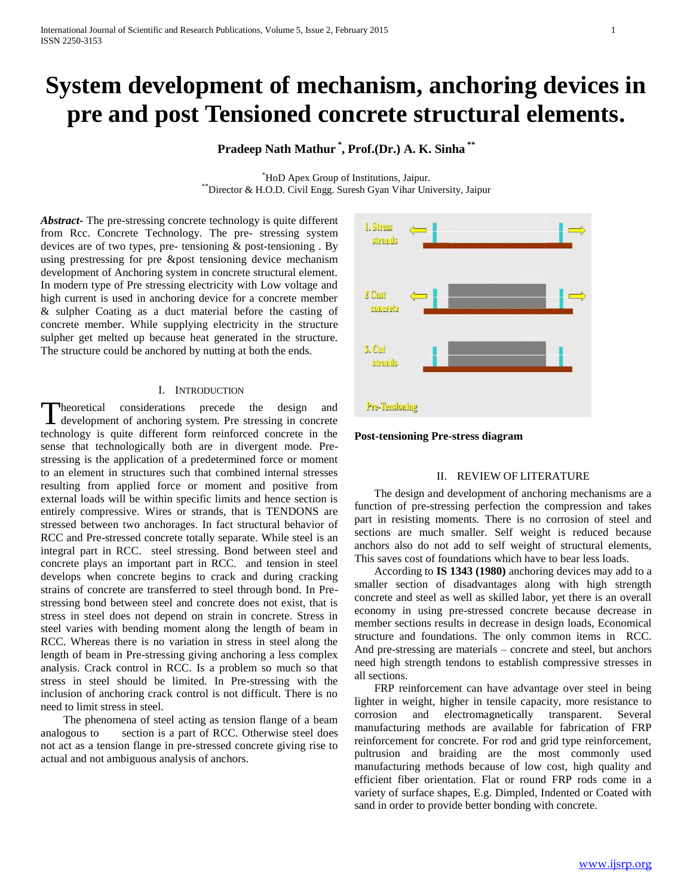# System development of mechanism, anchoring devices in pre and post Tensioned concrete structural elements.

**Pradeep Nath Mathur [*], Prof.(Dr.) A. K. Sinha [**]**

[*] HoD Apex Group of Institutions, Jaipur.
[**] Director & H.O.D. Civil Engg. Suresh Gyan Vihar University, Jaipur

***Abstract***- The pre-stressing concrete technology is quite different from Rcc. Concrete Technology. The pre- stressing system devices are of two types, pre- tensioning & post-tensioning . By using prestressing for pre &post tensioning device mechanism development of Anchoring system in concrete structural element. In modern type of Pre stressing electricity with Low voltage and high current is used in anchoring device for a concrete member & sulpher Coating as a duct material before the casting of concrete member. While supplying electricity in the structure sulpher get melted up because heat generated in the structure. The structure could be anchored by nutting at both the ends.

## I. Introduction

Theoretical considerations precede the design and development of anchoring system. Pre stressing in concrete technology is quite different form reinforced concrete in the sense that technologically both are in divergent mode. Pre-stressing is the application of a predetermined force or moment to an element in structures such that combined internal stresses resulting from applied force or moment and positive from external loads will be within specific limits and hence section is entirely compressive. Wires or strands, that is TENDONS are stressed between two anchorages. In fact structural behavior of RCC and Pre-stressed concrete totally separate. While steel is an integral part in RCC. steel stressing. Bond between steel and concrete plays an important part in RCC. and tension in steel develops when concrete begins to crack and during cracking strains of concrete are transferred to steel through bond. In Pre-stressing bond between steel and concrete does not exist, that is stress in steel does not depend on strain in concrete. Stress in steel varies with bending moment along the length of beam in RCC. Whereas there is no variation in stress in steel along the length of beam in Pre-stressing giving anchoring a less complex analysis. Crack control in RCC. Is a problem so much so that stress in steel should be limited. In Pre-stressing with the inclusion of anchoring crack control is not difficult. There is no need to limit stress in steel.

The phenomena of steel acting as tension flange of a beam analogous to section is a part of RCC. Otherwise steel does not act as a tension flange in pre-stressed concrete giving rise to actual and not ambiguous analysis of anchors.

1. Stress strands

2 Cast concrete

3. Cut strands

Pre-Tensioning

**Post-tensioning Pre-stress diagram**

## II. Review of Literature

The design and development of anchoring mechanisms are a function of pre-stressing perfection the compression and takes part in resisting moments. There is no corrosion of steel and sections are much smaller. Self weight is reduced because anchors also do not add to self weight of structural elements, This saves cost of foundations which have to bear less loads.

According to **IS 1343 (1980)** anchoring devices may add to a smaller section of disadvantages along with high strength concrete and steel as well as skilled labor, yet there is an overall economy in using pre-stressed concrete because decrease in member sections results in decrease in design loads, Economical structure and foundations. The only common items in RCC. And pre-stressing are materials – concrete and steel, but anchors need high strength tendons to establish compressive stresses in all sections.

FRP reinforcement can have advantage over steel in being lighter in weight, higher in tensile capacity, more resistance to corrosion and electromagnetically transparent. Several manufacturing methods are available for fabrication of FRP reinforcement for concrete. For rod and grid type reinforcement, pultrusion and braiding are the most commonly used manufacturing methods because of low cost, high quality and efficient fiber orientation. Flat or round FRP rods come in a variety of surface shapes, E.g. Dimpled, Indented or Coated with sand in order to provide better bonding with concrete.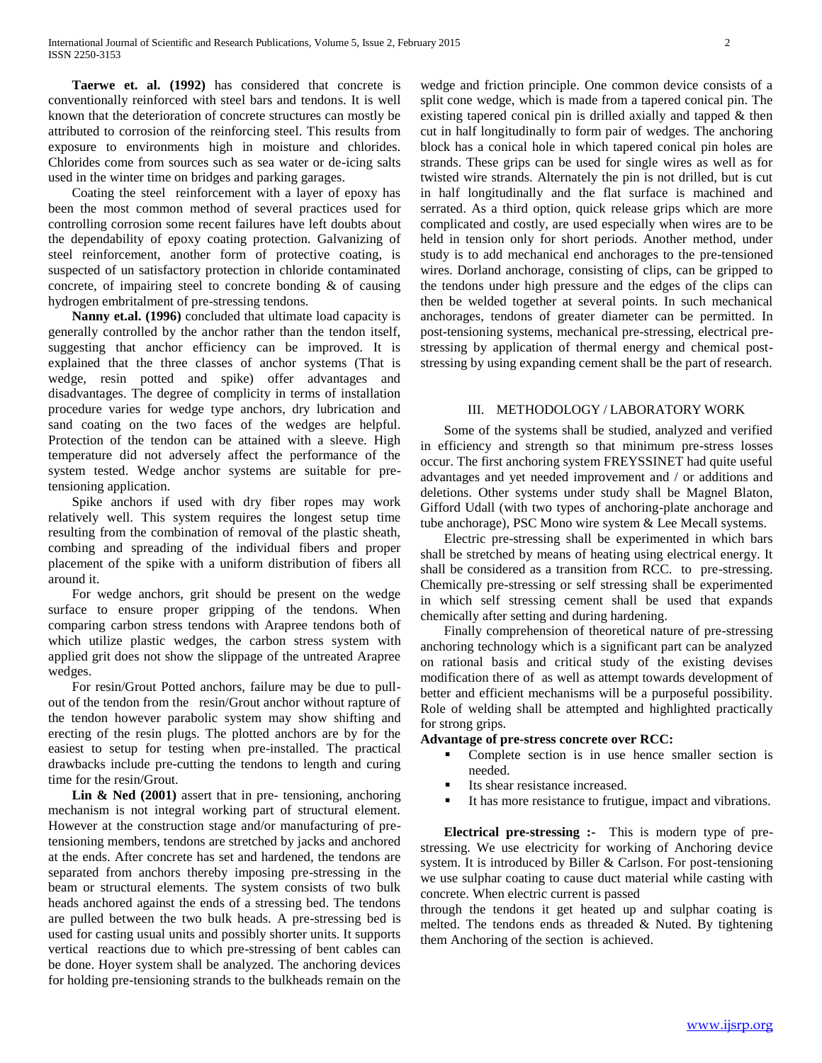**Taerwe et. al. (1992)** has considered that concrete is conventionally reinforced with steel bars and tendons. It is well known that the deterioration of concrete structures can mostly be attributed to corrosion of the reinforcing steel. This results from exposure to environments high in moisture and chlorides. Chlorides come from sources such as sea water or de-icing salts used in the winter time on bridges and parking garages.

Coating the steel reinforcement with a layer of epoxy has been the most common method of several practices used for controlling corrosion some recent failures have left doubts about the dependability of epoxy coating protection. Galvanizing of steel reinforcement, another form of protective coating, is suspected of un satisfactory protection in chloride contaminated concrete, of impairing steel to concrete bonding & of causing hydrogen embritalment of pre-stressing tendons.

**Nanny et.al. (1996)** concluded that ultimate load capacity is generally controlled by the anchor rather than the tendon itself, suggesting that anchor efficiency can be improved. It is explained that the three classes of anchor systems (That is wedge, resin potted and spike) offer advantages and disadvantages. The degree of complicity in terms of installation procedure varies for wedge type anchors, dry lubrication and sand coating on the two faces of the wedges are helpful. Protection of the tendon can be attained with a sleeve. High temperature did not adversely affect the performance of the system tested. Wedge anchor systems are suitable for pre-tensioning application.

Spike anchors if used with dry fiber ropes may work relatively well. This system requires the longest setup time resulting from the combination of removal of the plastic sheath, combing and spreading of the individual fibers and proper placement of the spike with a uniform distribution of fibers all around it.

For wedge anchors, grit should be present on the wedge surface to ensure proper gripping of the tendons. When comparing carbon stress tendons with Arapree tendons both of which utilize plastic wedges, the carbon stress system with applied grit does not show the slippage of the untreated Arapree wedges.

For resin/Grout Potted anchors, failure may be due to pull-out of the tendon from the resin/Grout anchor without rapture of the tendon however parabolic system may show shifting and erecting of the resin plugs. The plotted anchors are by for the easiest to setup for testing when pre-installed. The practical drawbacks include pre-cutting the tendons to length and curing time for the resin/Grout.

**Lin & Ned (2001)** assert that in pre- tensioning, anchoring mechanism is not integral working part of structural element. However at the construction stage and/or manufacturing of pre-tensioning members, tendons are stretched by jacks and anchored at the ends. After concrete has set and hardened, the tendons are separated from anchors thereby imposing pre-stressing in the beam or structural elements. The system consists of two bulk heads anchored against the ends of a stressing bed. The tendons are pulled between the two bulk heads. A pre-stressing bed is used for casting usual units and possibly shorter units. It supports vertical reactions due to which pre-stressing of bent cables can be done. Hoyer system shall be analyzed. The anchoring devices for holding pre-tensioning strands to the bulkheads remain on the wedge and friction principle. One common device consists of a split cone wedge, which is made from a tapered conical pin. The existing tapered conical pin is drilled axially and tapped & then cut in half longitudinally to form pair of wedges. The anchoring block has a conical hole in which tapered conical pin holes are strands. These grips can be used for single wires as well as for twisted wire strands. Alternately the pin is not drilled, but is cut in half longitudinally and the flat surface is machined and serrated. As a third option, quick release grips which are more complicated and costly, are used especially when wires are to be held in tension only for short periods. Another method, under study is to add mechanical end anchorages to the pre-tensioned wires. Dorland anchorage, consisting of clips, can be gripped to the tendons under high pressure and the edges of the clips can then be welded together at several points. In such mechanical anchorages, tendons of greater diameter can be permitted. In post-tensioning systems, mechanical pre-stressing, electrical pre-stressing by application of thermal energy and chemical post-stressing by using expanding cement shall be the part of research.

## III. METHODOLOGY / LABORATORY WORK

Some of the systems shall be studied, analyzed and verified in efficiency and strength so that minimum pre-stress losses occur. The first anchoring system FREYSSINET had quite useful advantages and yet needed improvement and / or additions and deletions. Other systems under study shall be Magnel Blaton, Gifford Udall (with two types of anchoring-plate anchorage and tube anchorage), PSC Mono wire system & Lee Mecall systems.

Electric pre-stressing shall be experimented in which bars shall be stretched by means of heating using electrical energy. It shall be considered as a transition from RCC. to pre-stressing. Chemically pre-stressing or self stressing shall be experimented in which self stressing cement shall be used that expands chemically after setting and during hardening.

Finally comprehension of theoretical nature of pre-stressing anchoring technology which is a significant part can be analyzed on rational basis and critical study of the existing devises modification there of as well as attempt towards development of better and efficient mechanisms will be a purposeful possibility. Role of welding shall be attempted and highlighted practically for strong grips.

**Advantage of pre-stress concrete over RCC:**

- Complete section is in use hence smaller section is needed.
- Its shear resistance increased.
- It has more resistance to frutigue, impact and vibrations.

**Electrical pre-stressing :-** This is modern type of pre-stressing. We use electricity for working of Anchoring device system. It is introduced by Biller & Carlson. For post-tensioning we use sulphar coating to cause duct material while casting with concrete. When electric current is passed through the tendons it get heated up and sulphar coating is melted. The tendons ends as threaded & Nuted. By tightening them Anchoring of the section is achieved.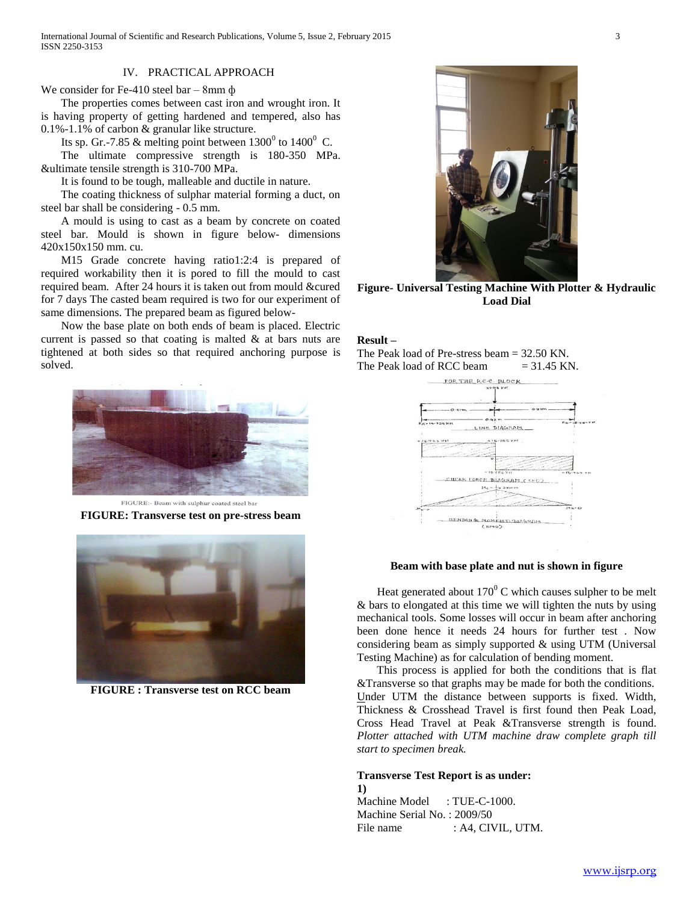## IV. PRACTICAL APPROACH

We consider for Fe-410 steel bar – 8mm ϕ

The properties comes between cast iron and wrought iron. It is having property of getting hardened and tempered, also has 0.1%-1.1% of carbon & granular like structure.

Its sp. Gr.-7.85 & melting point between $1300^0$ to $1400^0$ C.

The ultimate compressive strength is 180-350 MPa. &ultimate tensile strength is 310-700 MPa.

It is found to be tough, malleable and ductile in nature.

The coating thickness of sulphar material forming a duct, on steel bar shall be considering - 0.5 mm.

A mould is using to cast as a beam by concrete on coated steel bar. Mould is shown in figure below- dimensions 420x150x150 mm. cu.

M15 Grade concrete having ratio1:2:4 is prepared of required workability then it is pored to fill the mould to cast required beam. After 24 hours it is taken out from mould &cured for 7 days The casted beam required is two for our experiment of same dimensions. The prepared beam as figured below-

Now the base plate on both ends of beam is placed. Electric current is passed so that coating is malted & at bars nuts are tightened at both sides so that required anchoring purpose is solved.

FIGURE:- Beam with sulphur coated steel bar

**FIGURE: Transverse test on pre-stress beam**

**FIGURE : Transverse test on RCC beam**

**Figure- Universal Testing Machine With Plotter & Hydraulic Load Dial**

**Result –**

The Peak load of Pre-stress beam = 32.50 KN.
The Peak load of RCC beam = 31.45 KN.

**Beam with base plate and nut is shown in figure**

Heat generated about $170^0$ C which causes sulpher to be melt & bars to elongated at this time we will tighten the nuts by using mechanical tools. Some losses will occur in beam after anchoring been done hence it needs 24 hours for further test . Now considering beam as simply supported & using UTM (Universal Testing Machine) as for calculation of bending moment.

This process is applied for both the conditions that is flat &Transverse so that graphs may be made for both the conditions. Under UTM the distance between supports is fixed. Width, Thickness & Crosshead Travel is first found then Peak Load, Cross Head Travel at Peak &Transverse strength is found. *Plotter attached with UTM machine draw complete graph till start to specimen break.*

**Transverse Test Report is as under:**

**1)**

Machine Model : TUE-C-1000.
Machine Serial No. : 2009/50
File name : A4, CIVIL, UTM.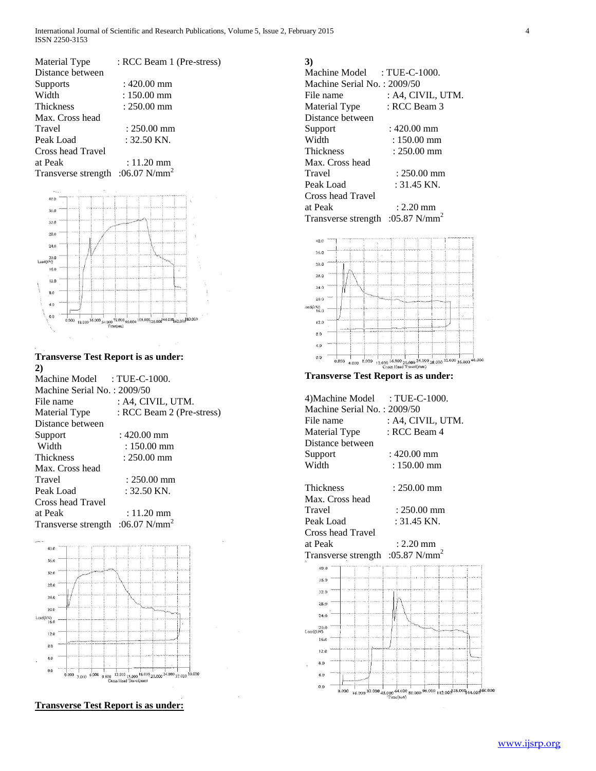Material Type : RCC Beam 1 (Pre-stress)
Distance between
Supports : 420.00 mm
Width : 150.00 mm
Thickness : 250.00 mm
Max. Cross head
Travel : 250.00 mm
Peak Load : 32.50 KN.
Cross head Travel
at Peak : 11.20 mm
Transverse strength :06.07 $N/mm^2$

**Transverse Test Report is as under:**

**2)**

Machine Model : TUE-C-1000.
Machine Serial No. : 2009/50
File name : A4, CIVIL, UTM.
Material Type : RCC Beam 2 (Pre-stress)
Distance between
Support : 420.00 mm
Width : 150.00 mm
Thickness : 250.00 mm
Max. Cross head
Travel : 250.00 mm
Peak Load : 32.50 KN.
Cross head Travel
at Peak : 11.20 mm
Transverse strength :06.07 $N/mm^2$

**Transverse Test Report is as under:**

**3)**

Machine Model : TUE-C-1000.
Machine Serial No. : 2009/50
File name : A4, CIVIL, UTM.
Material Type : RCC Beam 3
Distance between
Support : 420.00 mm
Width : 150.00 mm
Thickness : 250.00 mm
Max. Cross head
Travel : 250.00 mm
Peak Load : 31.45 KN.
Cross head Travel
at Peak : 2.20 mm
Transverse strength :05.87 $N/mm^2$

**Transverse Test Report is as under:**

4)Machine Model : TUE-C-1000.
Machine Serial No. : 2009/50
File name : A4, CIVIL, UTM.
Material Type : RCC Beam 4
Distance between
Support : 420.00 mm
Width : 150.00 mm

Thickness : 250.00 mm
Max. Cross head
Travel : 250.00 mm
Peak Load : 31.45 KN.
Cross head Travel
at Peak : 2.20 mm
Transverse strength :05.87 $N/mm^2$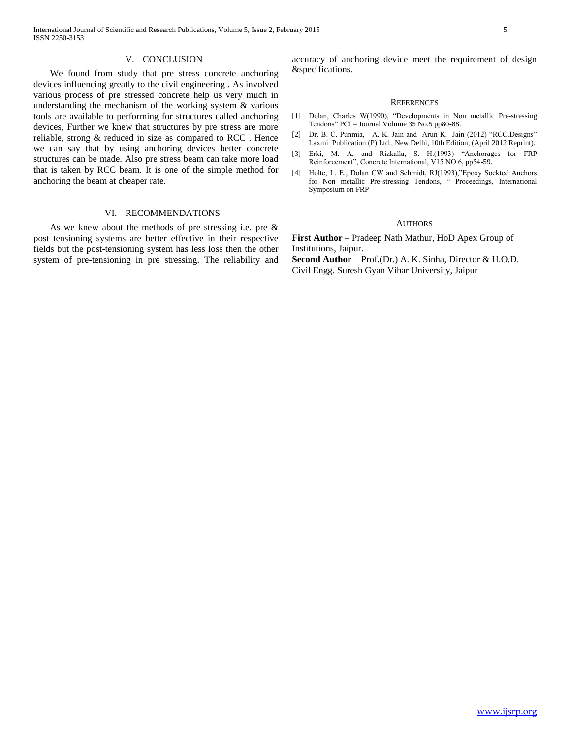## V. CONCLUSION

We found from study that pre stress concrete anchoring devices influencing greatly to the civil engineering . As involved various process of pre stressed concrete help us very much in understanding the mechanism of the working system & various tools are available to performing for structures called anchoring devices, Further we knew that structures by pre stress are more reliable, strong & reduced in size as compared to RCC . Hence we can say that by using anchoring devices better concrete structures can be made. Also pre stress beam can take more load that is taken by RCC beam. It is one of the simple method for anchoring the beam at cheaper rate.

## VI. RECOMMENDATIONS

As we knew about the methods of pre stressing i.e. pre & post tensioning systems are better effective in their respective fields but the post-tensioning system has less loss then the other system of pre-tensioning in pre stressing. The reliability and accuracy of anchoring device meet the requirement of design &specifications.

## REFERENCES

[1] Dolan, Charles W(1990), "Developments in Non metallic Pre-stressing Tendons" PCI – Journal Volume 35 No.5 pp80-88.

[2] Dr. B. C. Punmia, A. K. Jain and Arun K. Jain (2012) "RCC.Designs" Laxmi Publication (P) Ltd., New Delhi, 10th Edition, (April 2012 Reprint).

[3] Erki, M. A, and Rizkalla, S. H.(1993) "Anchorages for FRP Reinforcement", Concrete International, V15 NO.6, pp54-59.

[4] Holte, L. E., Dolan CW and Schmidt, RJ(1993),"Epoxy Sockted Anchors for Non metallic Pre-stressing Tendons, " Proceedings, International Symposium on FRP

## AUTHORS

**First Author** – Pradeep Nath Mathur, HoD Apex Group of Institutions, Jaipur.

**Second Author** – Prof.(Dr.) A. K. Sinha, Director & H.O.D. Civil Engg. Suresh Gyan Vihar University, Jaipur